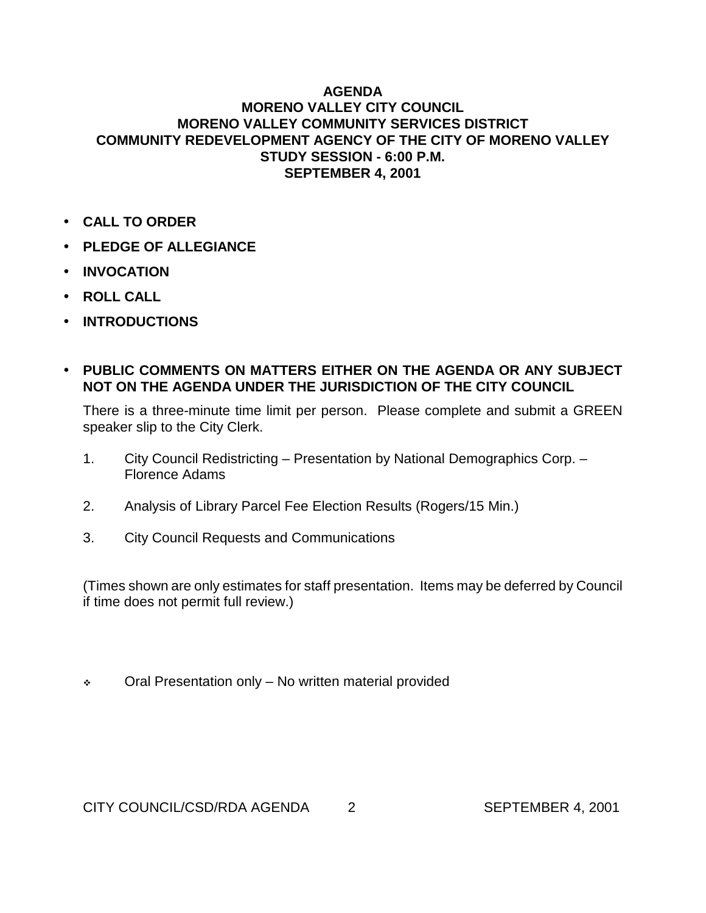# AGENDA
# MORENO VALLEY CITY COUNCIL
# MORENO VALLEY COMMUNITY SERVICES DISTRICT
# COMMUNITY REDEVELOPMENT AGENCY OF THE CITY OF MORENO VALLEY
# STUDY SESSION - 6:00 P.M.
# SEPTEMBER 4, 2001

- **CALL TO ORDER**
- **PLEDGE OF ALLEGIANCE**
- **INVOCATION**
- **ROLL CALL**
- **INTRODUCTIONS**

- **PUBLIC COMMENTS ON MATTERS EITHER ON THE AGENDA OR ANY SUBJECT NOT ON THE AGENDA UNDER THE JURISDICTION OF THE CITY COUNCIL**

  There is a three-minute time limit per person. Please complete and submit a GREEN speaker slip to the City Clerk.

1. City Council Redistricting – Presentation by National Demographics Corp. – Florence Adams

2. Analysis of Library Parcel Fee Election Results (Rogers/15 Min.)

3. City Council Requests and Communications

(Times shown are only estimates for staff presentation. Items may be deferred by Council if time does not permit full review.)

❖ Oral Presentation only – No written material provided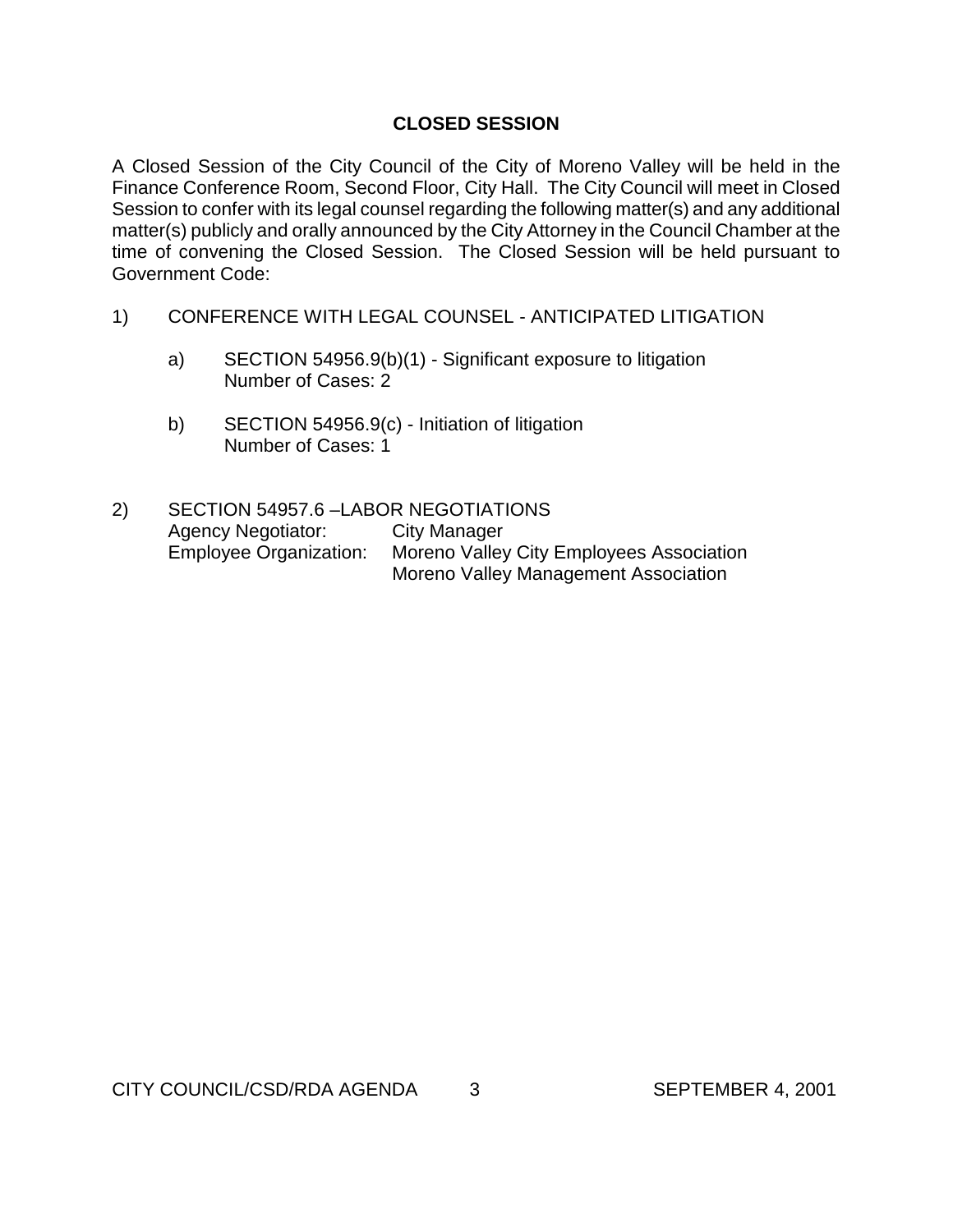## CLOSED SESSION

A Closed Session of the City Council of the City of Moreno Valley will be held in the Finance Conference Room, Second Floor, City Hall. The City Council will meet in Closed Session to confer with its legal counsel regarding the following matter(s) and any additional matter(s) publicly and orally announced by the City Attorney in the Council Chamber at the time of convening the Closed Session. The Closed Session will be held pursuant to Government Code:

1) CONFERENCE WITH LEGAL COUNSEL - ANTICIPATED LITIGATION

   a) SECTION 54956.9(b)(1) - Significant exposure to litigation
      Number of Cases: 2

   b) SECTION 54956.9(c) - Initiation of litigation
      Number of Cases: 1

2) SECTION 54957.6 –LABOR NEGOTIATIONS
   Agency Negotiator: City Manager
   Employee Organization: Moreno Valley City Employees Association
   Moreno Valley Management Association